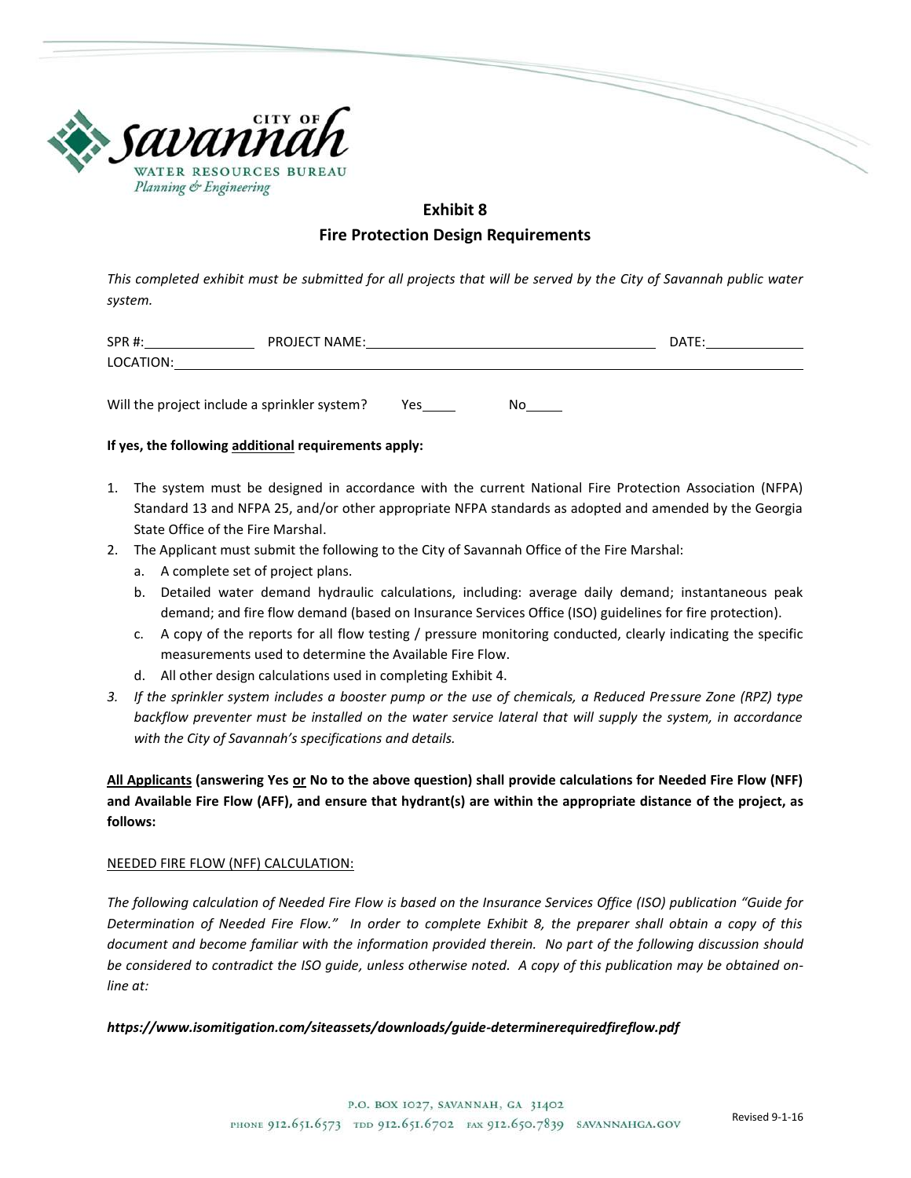City of Savannah
WATER RESOURCES BUREAU
*Planning & Engineering*

## Exhibit 8

## Fire Protection Design Requirements

*This completed exhibit must be submitted for all projects that will be served by the City of Savannah public water system.*

SPR #:______________ PROJECT NAME:____________________________________ DATE:____________

LOCATION:________________________________________________________________________________

Will the project include a sprinkler system? Yes_____ No_____

**If yes, the following <u>additional</u> requirements apply:**

1. The system must be designed in accordance with the current National Fire Protection Association (NFPA) Standard 13 and NFPA 25, and/or other appropriate NFPA standards as adopted and amended by the Georgia State Office of the Fire Marshal.
2. The Applicant must submit the following to the City of Savannah Office of the Fire Marshal:
   a. A complete set of project plans.
   b. Detailed water demand hydraulic calculations, including: average daily demand; instantaneous peak demand; and fire flow demand (based on Insurance Services Office (ISO) guidelines for fire protection).
   c. A copy of the reports for all flow testing / pressure monitoring conducted, clearly indicating the specific measurements used to determine the Available Fire Flow.
   d. All other design calculations used in completing Exhibit 4.
3. *If the sprinkler system includes a booster pump or the use of chemicals, a Reduced Pressure Zone (RPZ) type backflow preventer must be installed on the water service lateral that will supply the system, in accordance with the City of Savannah's specifications and details.*

**<u>All Applicants</u> (answering Yes <u>or</u> No to the above question) shall provide calculations for Needed Fire Flow (NFF) and Available Fire Flow (AFF), and ensure that hydrant(s) are within the appropriate distance of the project, as follows:**

<u>NEEDED FIRE FLOW (NFF) CALCULATION:</u>

*The following calculation of Needed Fire Flow is based on the Insurance Services Office (ISO) publication "Guide for Determination of Needed Fire Flow." In order to complete Exhibit 8, the preparer shall obtain a copy of this document and become familiar with the information provided therein. No part of the following discussion should be considered to contradict the ISO guide, unless otherwise noted. A copy of this publication may be obtained on-line at:*

***https://www.isomitigation.com/siteassets/downloads/guide-determinerequiredfireflow.pdf***

P.O. BOX 1027, SAVANNAH, GA 31402
PHONE 912.651.6573 TDD 912.651.6702 FAX 912.650.7839 SAVANNAHGA.GOV

Revised 9-1-16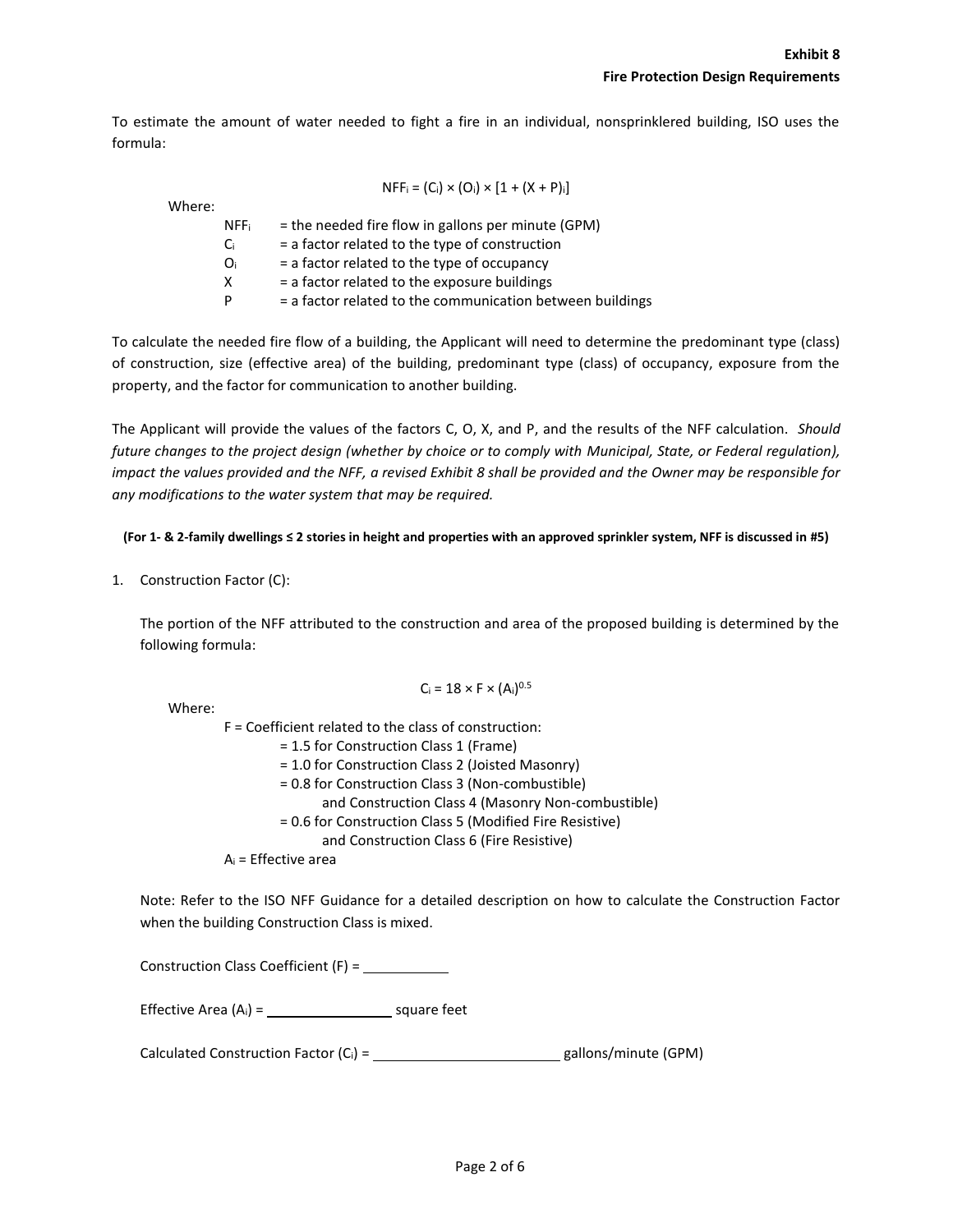**Exhibit 8**
**Fire Protection Design Requirements**

To estimate the amount of water needed to fight a fire in an individual, nonsprinklered building, ISO uses the formula:

$$NFF_i = (C_i) \times (O_i) \times [1 + (X + P)_i]$$

Where:

- $NFF_i$ = the needed fire flow in gallons per minute (GPM)
- $C_i$ = a factor related to the type of construction
- $O_i$ = a factor related to the type of occupancy
- $X$ = a factor related to the exposure buildings
- $P$ = a factor related to the communication between buildings

To calculate the needed fire flow of a building, the Applicant will need to determine the predominant type (class) of construction, size (effective area) of the building, predominant type (class) of occupancy, exposure from the property, and the factor for communication to another building.

The Applicant will provide the values of the factors C, O, X, and P, and the results of the NFF calculation. *Should future changes to the project design (whether by choice or to comply with Municipal, State, or Federal regulation), impact the values provided and the NFF, a revised Exhibit 8 shall be provided and the Owner may be responsible for any modifications to the water system that may be required.*

**(For 1- & 2-family dwellings ≤ 2 stories in height and properties with an approved sprinkler system, NFF is discussed in #5)**

1. Construction Factor (C):

   The portion of the NFF attributed to the construction and area of the proposed building is determined by the following formula:

   $$C_i = 18 \times F \times (A_i)^{0.5}$$

   Where:

   F = Coefficient related to the class of construction:
   - = 1.5 for Construction Class 1 (Frame)
   - = 1.0 for Construction Class 2 (Joisted Masonry)
   - = 0.8 for Construction Class 3 (Non-combustible) and Construction Class 4 (Masonry Non-combustible)
   - = 0.6 for Construction Class 5 (Modified Fire Resistive) and Construction Class 6 (Fire Resistive)

   $A_i$ = Effective area

   Note: Refer to the ISO NFF Guidance for a detailed description on how to calculate the Construction Factor when the building Construction Class is mixed.

   Construction Class Coefficient (F) = ____________

   Effective Area ($A_i$) = ________________ square feet

   Calculated Construction Factor ($C_i$) = ________________________ gallons/minute (GPM)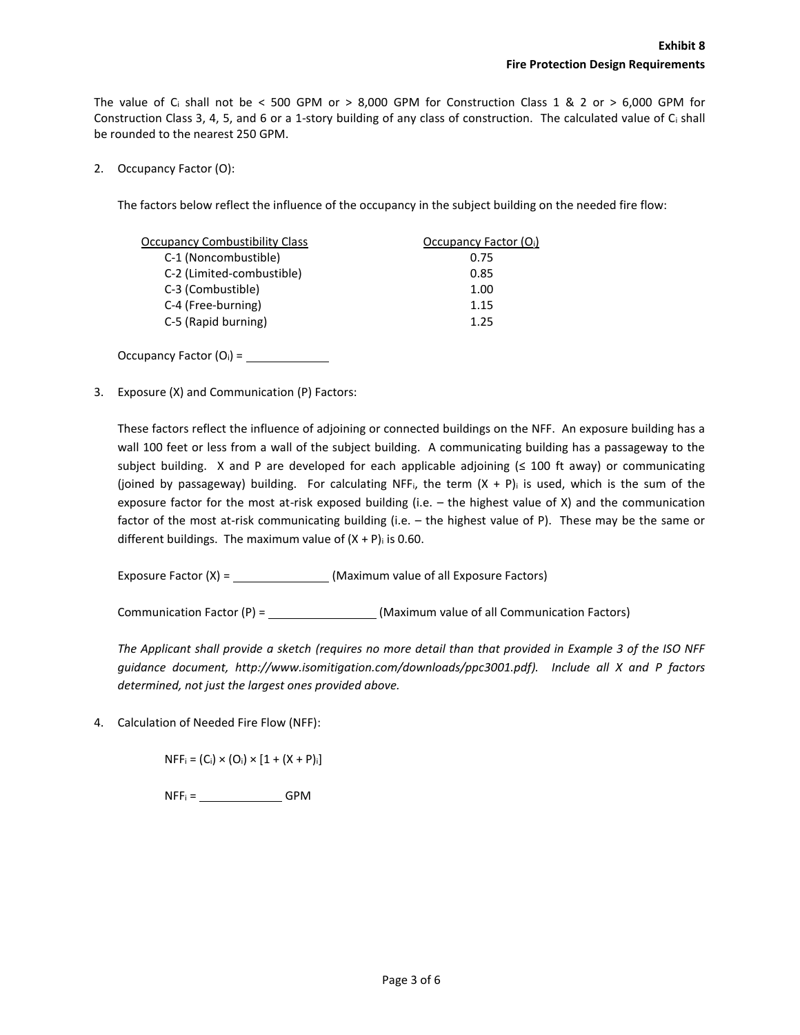The value of $C_i$ shall not be < 500 GPM or > 8,000 GPM for Construction Class 1 & 2 or > 6,000 GPM for Construction Class 3, 4, 5, and 6 or a 1-story building of any class of construction. The calculated value of $C_i$ shall be rounded to the nearest 250 GPM.

2. Occupancy Factor (O):

   The factors below reflect the influence of the occupancy in the subject building on the needed fire flow:

   | Occupancy Combustibility Class | Occupancy Factor ($O_i$) |
   | --- | --- |
   | C-1 (Noncombustible) | 0.75 |
   | C-2 (Limited-combustible) | 0.85 |
   | C-3 (Combustible) | 1.00 |
   | C-4 (Free-burning) | 1.15 |
   | C-5 (Rapid burning) | 1.25 |

   Occupancy Factor ($O_i$) = ____________

3. Exposure (X) and Communication (P) Factors:

   These factors reflect the influence of adjoining or connected buildings on the NFF. An exposure building has a wall 100 feet or less from a wall of the subject building. A communicating building has a passageway to the subject building. X and P are developed for each applicable adjoining (≤ 100 ft away) or communicating (joined by passageway) building. For calculating $NFF_i$, the term $(X + P)_i$ is used, which is the sum of the exposure factor for the most at-risk exposed building (i.e. – the highest value of X) and the communication factor of the most at-risk communicating building (i.e. – the highest value of P). These may be the same or different buildings. The maximum value of $(X + P)_i$ is 0.60.

   Exposure Factor (X) = ______________ (Maximum value of all Exposure Factors)

   Communication Factor (P) = ________________ (Maximum value of all Communication Factors)

   *The Applicant shall provide a sketch (requires no more detail than that provided in Example 3 of the ISO NFF guidance document, http://www.isomitigation.com/downloads/ppc3001.pdf). Include all X and P factors determined, not just the largest ones provided above.*

4. Calculation of Needed Fire Flow (NFF):

   $$NFF_i = (C_i) \times (O_i) \times [1 + (X + P)_i]$$

   $NFF_i$ = ____________ GPM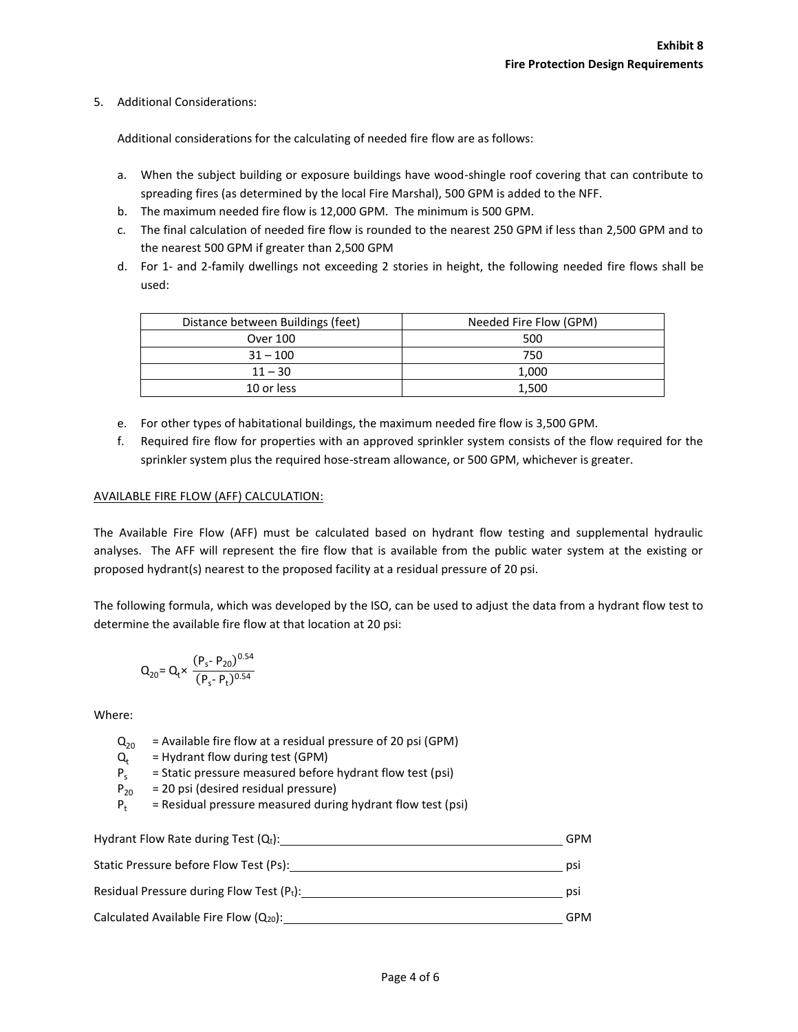5. Additional Considerations:

   Additional considerations for the calculating of needed fire flow are as follows:

   a. When the subject building or exposure buildings have wood-shingle roof covering that can contribute to spreading fires (as determined by the local Fire Marshal), 500 GPM is added to the NFF.
   b. The maximum needed fire flow is 12,000 GPM. The minimum is 500 GPM.
   c. The final calculation of needed fire flow is rounded to the nearest 250 GPM if less than 2,500 GPM and to the nearest 500 GPM if greater than 2,500 GPM
   d. For 1- and 2-family dwellings not exceeding 2 stories in height, the following needed fire flows shall be used:

| Distance between Buildings (feet) | Needed Fire Flow (GPM) |
|---|---|
| Over 100 | 500 |
| 31 – 100 | 750 |
| 11 – 30 | 1,000 |
| 10 or less | 1,500 |

   e. For other types of habitational buildings, the maximum needed fire flow is 3,500 GPM.
   f. Required fire flow for properties with an approved sprinkler system consists of the flow required for the sprinkler system plus the required hose-stream allowance, or 500 GPM, whichever is greater.

AVAILABLE FIRE FLOW (AFF) CALCULATION:

The Available Fire Flow (AFF) must be calculated based on hydrant flow testing and supplemental hydraulic analyses. The AFF will represent the fire flow that is available from the public water system at the existing or proposed hydrant(s) nearest to the proposed facility at a residual pressure of 20 psi.

The following formula, which was developed by the ISO, can be used to adjust the data from a hydrant flow test to determine the available fire flow at that location at 20 psi:

$$Q_{20} = Q_t \times \frac{(P_s - P_{20})^{0.54}}{(P_s - P_t)^{0.54}}$$

Where:

- $Q_{20}$ = Available fire flow at a residual pressure of 20 psi (GPM)
- $Q_t$ = Hydrant flow during test (GPM)
- $P_s$ = Static pressure measured before hydrant flow test (psi)
- $P_{20}$ = 20 psi (desired residual pressure)
- $P_t$ = Residual pressure measured during hydrant flow test (psi)

Hydrant Flow Rate during Test ($Q_t$):\_\_\_\_\_\_\_\_\_\_\_\_\_\_\_\_\_\_\_\_\_\_\_\_ GPM

Static Pressure before Flow Test (Ps):\_\_\_\_\_\_\_\_\_\_\_\_\_\_\_\_\_\_\_\_\_\_\_\_ psi

Residual Pressure during Flow Test ($P_t$):\_\_\_\_\_\_\_\_\_\_\_\_\_\_\_\_\_\_\_\_\_\_\_\_ psi

Calculated Available Fire Flow ($Q_{20}$):\_\_\_\_\_\_\_\_\_\_\_\_\_\_\_\_\_\_\_\_\_\_\_\_ GPM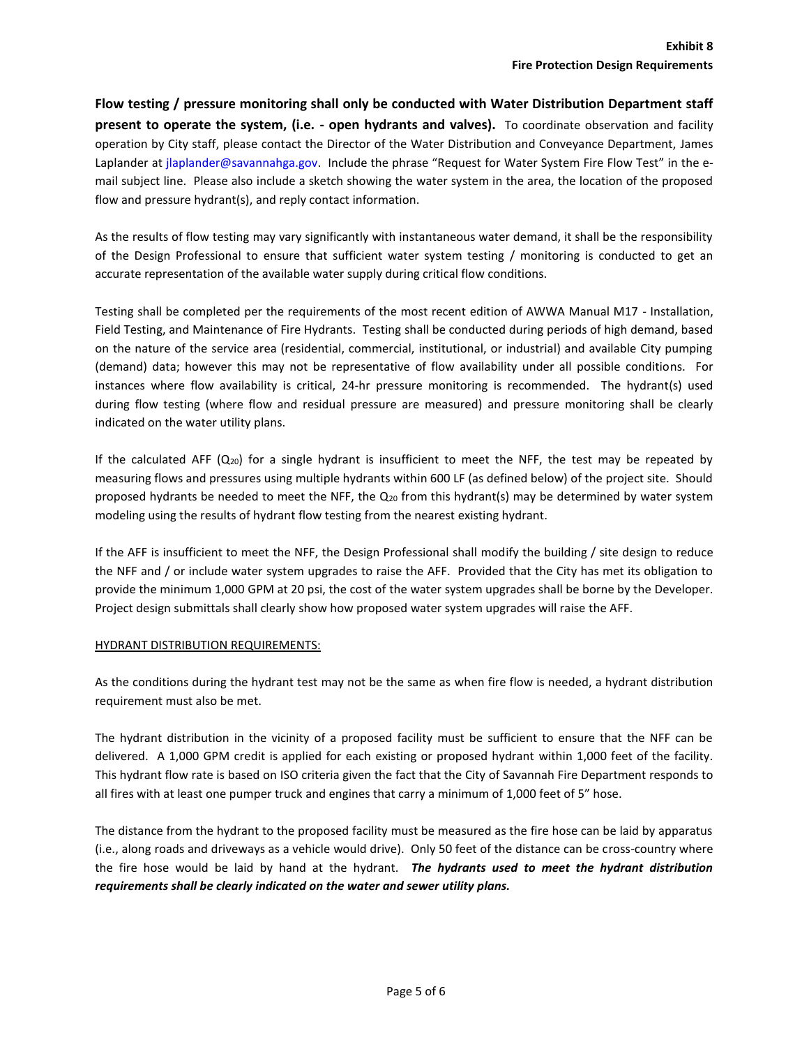**Flow testing / pressure monitoring shall only be conducted with Water Distribution Department staff present to operate the system, (i.e. - open hydrants and valves).** To coordinate observation and facility operation by City staff, please contact the Director of the Water Distribution and Conveyance Department, James Laplander at jlaplander@savannahga.gov. Include the phrase "Request for Water System Fire Flow Test" in the e-mail subject line. Please also include a sketch showing the water system in the area, the location of the proposed flow and pressure hydrant(s), and reply contact information.

As the results of flow testing may vary significantly with instantaneous water demand, it shall be the responsibility of the Design Professional to ensure that sufficient water system testing / monitoring is conducted to get an accurate representation of the available water supply during critical flow conditions.

Testing shall be completed per the requirements of the most recent edition of AWWA Manual M17 - Installation, Field Testing, and Maintenance of Fire Hydrants. Testing shall be conducted during periods of high demand, based on the nature of the service area (residential, commercial, institutional, or industrial) and available City pumping (demand) data; however this may not be representative of flow availability under all possible conditions. For instances where flow availability is critical, 24-hr pressure monitoring is recommended. The hydrant(s) used during flow testing (where flow and residual pressure are measured) and pressure monitoring shall be clearly indicated on the water utility plans.

If the calculated AFF ($Q_{20}$) for a single hydrant is insufficient to meet the NFF, the test may be repeated by measuring flows and pressures using multiple hydrants within 600 LF (as defined below) of the project site. Should proposed hydrants be needed to meet the NFF, the $Q_{20}$ from this hydrant(s) may be determined by water system modeling using the results of hydrant flow testing from the nearest existing hydrant.

If the AFF is insufficient to meet the NFF, the Design Professional shall modify the building / site design to reduce the NFF and / or include water system upgrades to raise the AFF. Provided that the City has met its obligation to provide the minimum 1,000 GPM at 20 psi, the cost of the water system upgrades shall be borne by the Developer. Project design submittals shall clearly show how proposed water system upgrades will raise the AFF.

HYDRANT DISTRIBUTION REQUIREMENTS:

As the conditions during the hydrant test may not be the same as when fire flow is needed, a hydrant distribution requirement must also be met.

The hydrant distribution in the vicinity of a proposed facility must be sufficient to ensure that the NFF can be delivered. A 1,000 GPM credit is applied for each existing or proposed hydrant within 1,000 feet of the facility. This hydrant flow rate is based on ISO criteria given the fact that the City of Savannah Fire Department responds to all fires with at least one pumper truck and engines that carry a minimum of 1,000 feet of 5" hose.

The distance from the hydrant to the proposed facility must be measured as the fire hose can be laid by apparatus (i.e., along roads and driveways as a vehicle would drive). Only 50 feet of the distance can be cross-country where the fire hose would be laid by hand at the hydrant. ***The hydrants used to meet the hydrant distribution requirements shall be clearly indicated on the water and sewer utility plans.***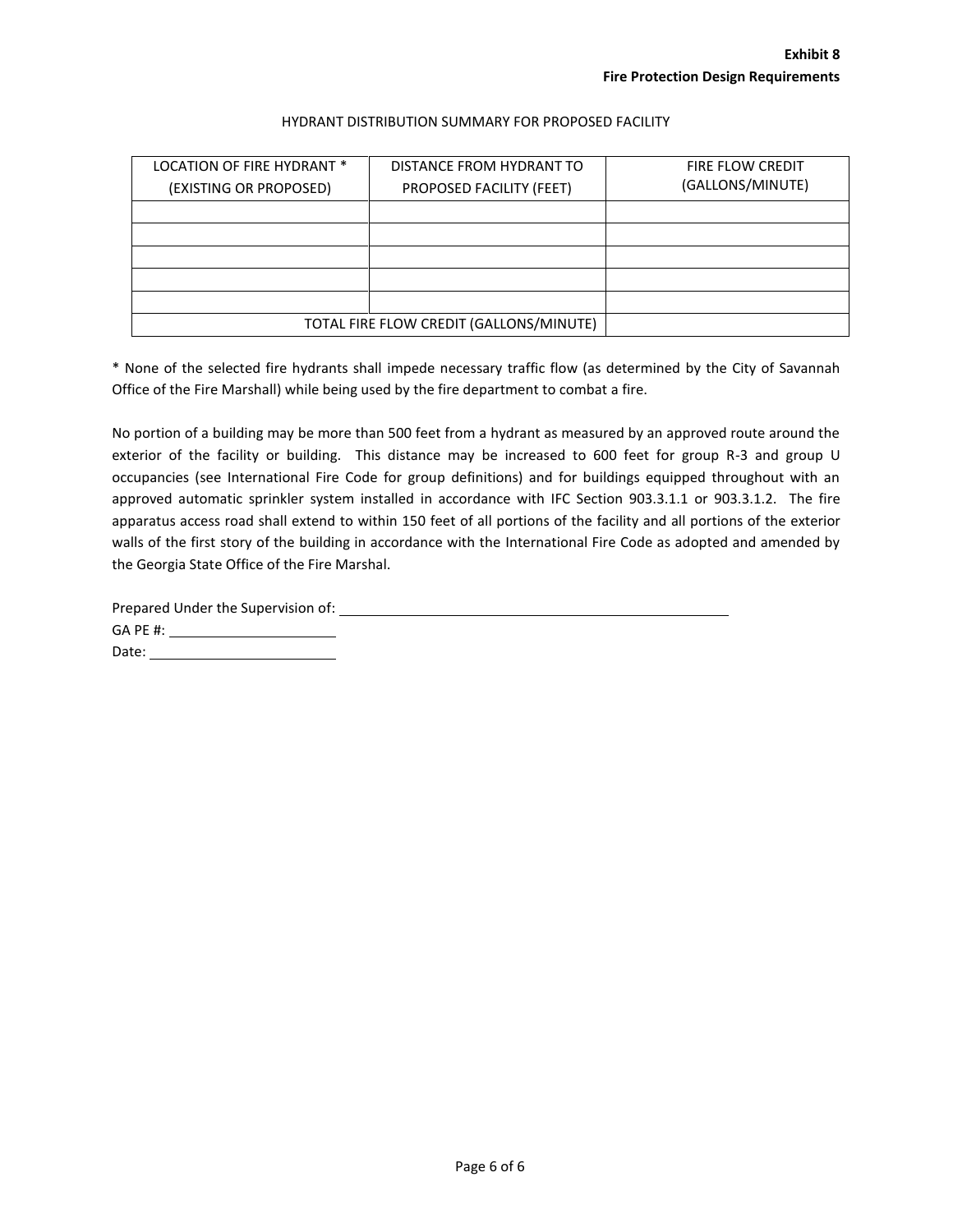**Exhibit 8**
**Fire Protection Design Requirements**

HYDRANT DISTRIBUTION SUMMARY FOR PROPOSED FACILITY

| LOCATION OF FIRE HYDRANT * (EXISTING OR PROPOSED) | DISTANCE FROM HYDRANT TO PROPOSED FACILITY (FEET) | FIRE FLOW CREDIT (GALLONS/MINUTE) |
|---|---|---|
| | | |
| | | |
| | | |
| | | |
| | | |
| TOTAL FIRE FLOW CREDIT (GALLONS/MINUTE) | | |

* None of the selected fire hydrants shall impede necessary traffic flow (as determined by the City of Savannah Office of the Fire Marshall) while being used by the fire department to combat a fire.

No portion of a building may be more than 500 feet from a hydrant as measured by an approved route around the exterior of the facility or building. This distance may be increased to 600 feet for group R-3 and group U occupancies (see International Fire Code for group definitions) and for buildings equipped throughout with an approved automatic sprinkler system installed in accordance with IFC Section 903.3.1.1 or 903.3.1.2. The fire apparatus access road shall extend to within 150 feet of all portions of the facility and all portions of the exterior walls of the first story of the building in accordance with the International Fire Code as adopted and amended by the Georgia State Office of the Fire Marshal.

Prepared Under the Supervision of: ____________________________________________

GA PE #: ____________________

Date: ______________________